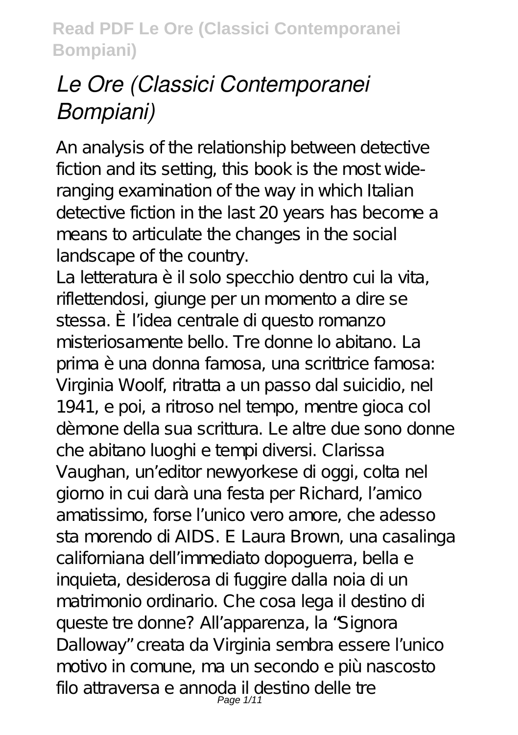# *Le Ore (Classici Contemporanei Bompiani)*

An analysis of the relationship between detective fiction and its setting, this book is the most wide-ranging examination of the way in which Italian detective fiction in the last 20 years has become a means to articulate the changes in the social landscape of the country.

La letteratura è il solo specchio dentro cui la vita, riflettendosi, giunge per un momento a dire se stessa. È l'idea centrale di questo romanzo misteriosamente bello. Tre donne lo abitano. La prima è una donna famosa, una scrittrice famosa: Virginia Woolf, ritratta a un passo dal suicidio, nel 1941, e poi, a ritroso nel tempo, mentre gioca col dèmone della sua scrittura. Le altre due sono donne che abitano luoghi e tempi diversi. Clarissa Vaughan, un'editor newyorkese di oggi, colta nel giorno in cui darà una festa per Richard, l'amico amatissimo, forse l'unico vero amore, che adesso sta morendo di AIDS. E Laura Brown, una casalinga californiana dell'immediato dopoguerra, bella e inquieta, desiderosa di fuggire dalla noia di un matrimonio ordinario. Che cosa lega il destino di queste tre donne? All'apparenza, la "Signora Dalloway" creata da Virginia sembra essere l'unico motivo in comune, ma un secondo e più nascosto filo attraversa e annoda il destino delle tre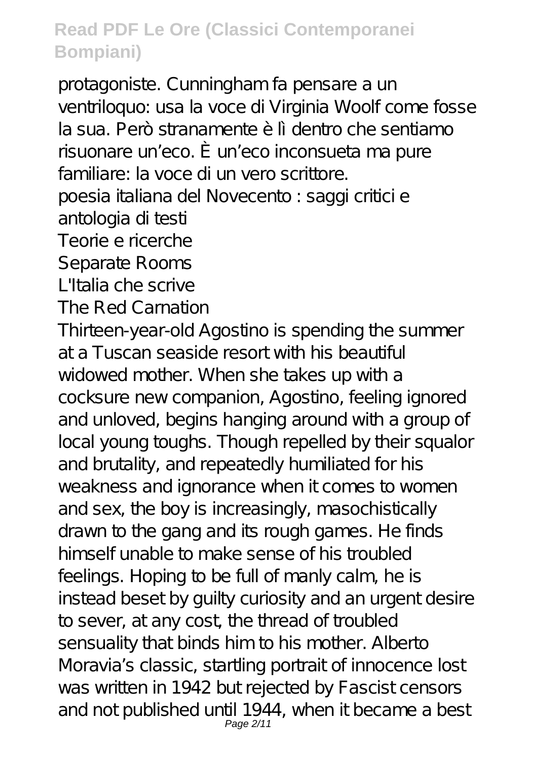protagoniste. Cunningham fa pensare a un ventriloquo: usa la voce di Virginia Woolf come fosse la sua. Però stranamente è lì dentro che sentiamo risuonare un'eco. È un'eco inconsueta ma pure familiare: la voce di un vero scrittore.

poesia italiana del Novecento : saggi critici e antologia di testi

Teorie e ricerche

Separate Rooms

L'Italia che scrive

The Red Carnation

Thirteen-year-old Agostino is spending the summer at a Tuscan seaside resort with his beautiful widowed mother. When she takes up with a cocksure new companion, Agostino, feeling ignored and unloved, begins hanging around with a group of local young toughs. Though repelled by their squalor and brutality, and repeatedly humiliated for his weakness and ignorance when it comes to women and sex, the boy is increasingly, masochistically drawn to the gang and its rough games. He finds himself unable to make sense of his troubled feelings. Hoping to be full of manly calm, he is instead beset by guilty curiosity and an urgent desire to sever, at any cost, the thread of troubled sensuality that binds him to his mother. Alberto Moravia's classic, startling portrait of innocence lost was written in 1942 but rejected by Fascist censors and not published until 1944, when it became a best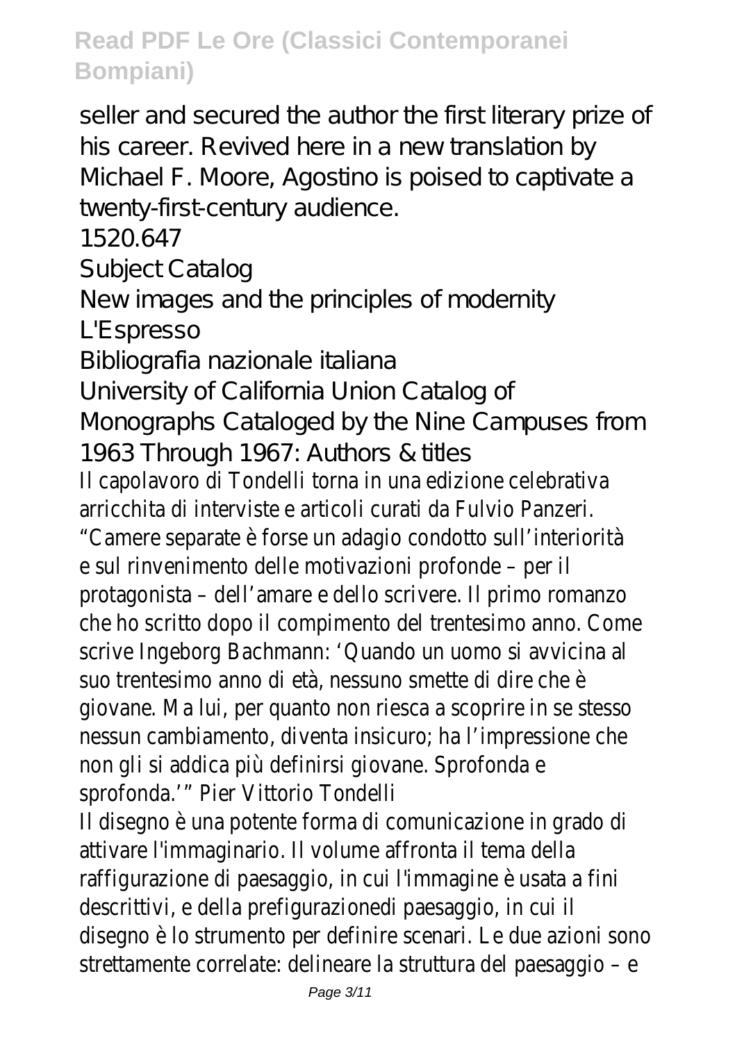seller and secured the author the first literary prize of his career. Revived here in a new translation by Michael F. Moore, Agostino is poised to captivate a twenty-first-century audience.

1520.647

Subject Catalog

New images and the principles of modernity

L'Espresso

Bibliografia nazionale italiana

University of California Union Catalog of Monographs Cataloged by the Nine Campuses from 1963 Through 1967: Authors & titles

Il capolavoro di Tondelli torna in una edizione celebrativa arricchita di interviste e articoli curati da Fulvio Panzeri. "Camere separate è forse un adagio condotto sull'interiorità e sul rinvenimento delle motivazioni profonde – per il protagonista – dell'amare e dello scrivere. Il primo romanzo che ho scritto dopo il compimento del trentesimo anno. Come scrive Ingeborg Bachmann: 'Quando un uomo si avvicina al suo trentesimo anno di età, nessuno smette di dire che è giovane. Ma lui, per quanto non riesca a scoprire in se stesso nessun cambiamento, diventa insicuro; ha l'impressione che non gli si addica più definirsi giovane. Sprofonda e sprofonda.'" Pier Vittorio Tondelli

Il disegno è una potente forma di comunicazione in grado di attivare l'immaginario. Il volume affronta il tema della raffigurazione di paesaggio, in cui l'immagine è usata a fini descrittivi, e della prefigurazionedi paesaggio, in cui il disegno è lo strumento per definire scenari. Le due azioni sono strettamente correlate: delineare la struttura del paesaggio – e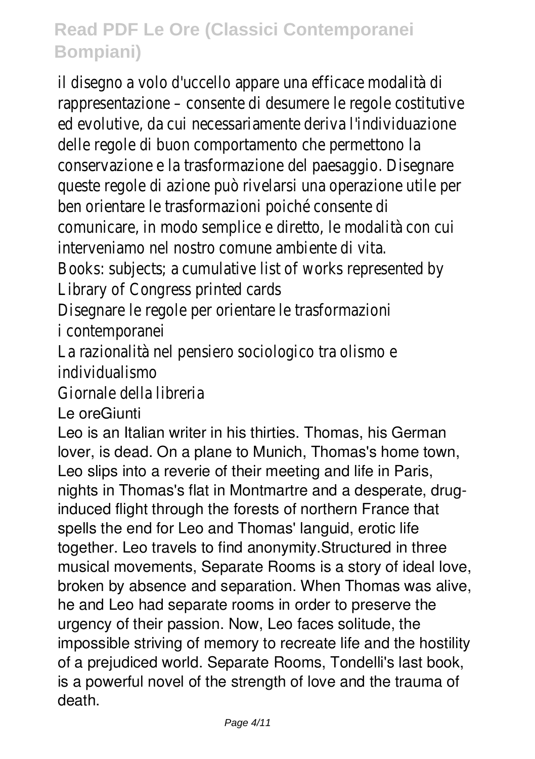il disegno a volo d'uccello appare una efficace modalità di rappresentazione – consente di desumere le regole costitutive ed evolutive, da cui necessariamente deriva l'individuazione delle regole di buon comportamento che permettono la conservazione e la trasformazione del paesaggio. Disegnare queste regole di azione può rivelarsi una operazione utile per ben orientare le trasformazioni poiché consente di comunicare, in modo semplice e diretto, le modalità con cui interveniamo nel nostro comune ambiente di vita.

Books: subjects; a cumulative list of works represented by Library of Congress printed cards

Disegnare le regole per orientare le trasformazioni

i contemporanei

La razionalità nel pensiero sociologico tra olismo e individualismo

Giornale della libreria

Le oreGiunti

Leo is an Italian writer in his thirties. Thomas, his German lover, is dead. On a plane to Munich, Thomas's home town, Leo slips into a reverie of their meeting and life in Paris, nights in Thomas's flat in Montmartre and a desperate, drug-induced flight through the forests of northern France that spells the end for Leo and Thomas' languid, erotic life together. Leo travels to find anonymity.Structured in three musical movements, Separate Rooms is a story of ideal love, broken by absence and separation. When Thomas was alive, he and Leo had separate rooms in order to preserve the urgency of their passion. Now, Leo faces solitude, the impossible striving of memory to recreate life and the hostility of a prejudiced world. Separate Rooms, Tondelli's last book, is a powerful novel of the strength of love and the trauma of death.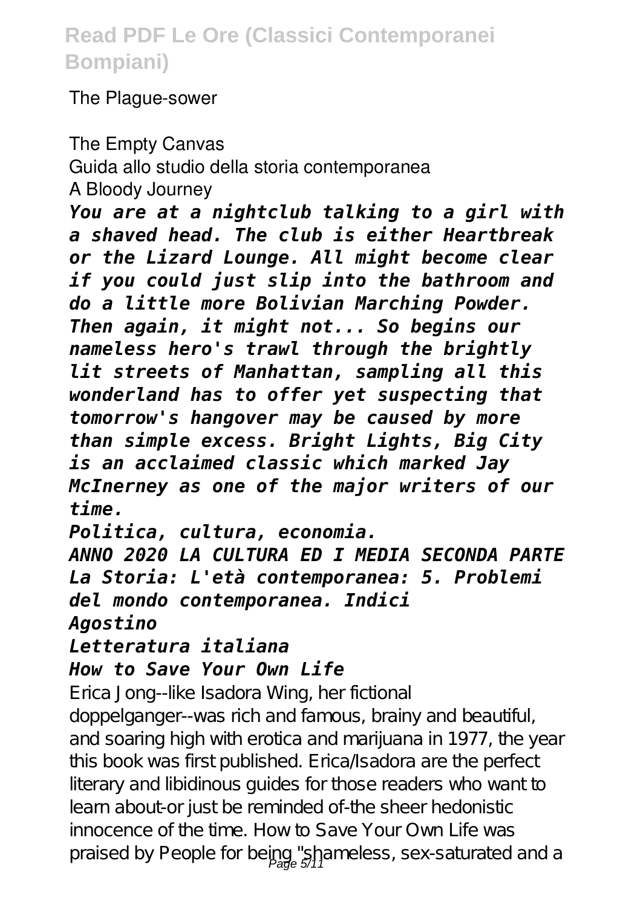The Plague-sower

The Empty Canvas

Guida allo studio della storia contemporanea

A Bloody Journey

***You are at a nightclub talking to a girl with a shaved head. The club is either Heartbreak or the Lizard Lounge. All might become clear if you could just slip into the bathroom and do a little more Bolivian Marching Powder. Then again, it might not... So begins our nameless hero's trawl through the brightly lit streets of Manhattan, sampling all this wonderland has to offer yet suspecting that tomorrow's hangover may be caused by more than simple excess. Bright Lights, Big City is an acclaimed classic which marked Jay McInerney as one of the major writers of our time.***

***Politica, cultura, economia.***

***ANNO 2020 LA CULTURA ED I MEDIA SECONDA PARTE***

***La Storia: L'età contemporanea: 5. Problemi del mondo contemporanea. Indici***

***Agostino***

***Letteratura italiana***

***How to Save Your Own Life***

Erica Jong--like Isadora Wing, her fictional doppelganger--was rich and famous, brainy and beautiful, and soaring high with erotica and marijuana in 1977, the year this book was first published. Erica/Isadora are the perfect literary and libidinous guides for those readers who want to learn about-or just be reminded of-the sheer hedonistic innocence of the time. How to Save Your Own Life was praised by People for being "shameless, sex-saturated and a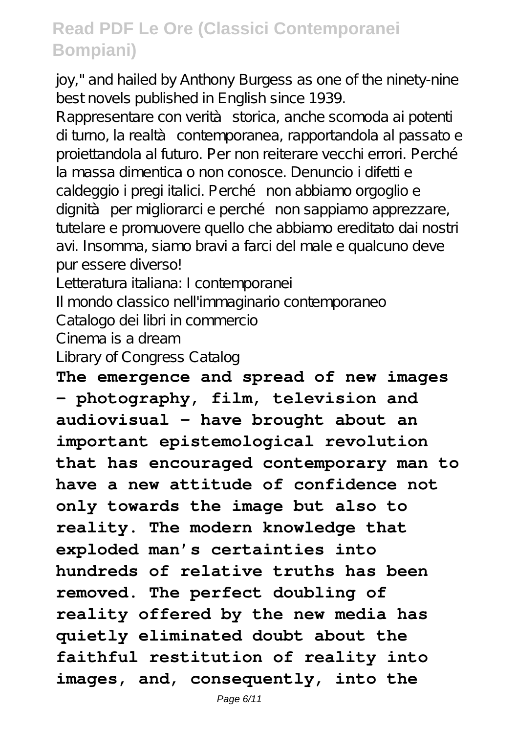joy," and hailed by Anthony Burgess as one of the ninety-nine best novels published in English since 1939.

Rappresentare con verità storica, anche scomoda ai potenti di turno, la realtà contemporanea, rapportandola al passato e proiettandola al futuro. Per non reiterare vecchi errori. Perché la massa dimentica o non conosce. Denuncio i difetti e caldeggio i pregi italici. Perché non abbiamo orgoglio e dignità per migliorarci e perché non sappiamo apprezzare, tutelare e promuovere quello che abbiamo ereditato dai nostri avi. Insomma, siamo bravi a farci del male e qualcuno deve pur essere diverso!

Letteratura italiana: I contemporanei

Il mondo classico nell'immaginario contemporaneo

Catalogo dei libri in commercio

Cinema is a dream

Library of Congress Catalog

**The emergence and spread of new images - photography, film, television and audiovisual - have brought about an important epistemological revolution that has encouraged contemporary man to have a new attitude of confidence not only towards the image but also to reality. The modern knowledge that exploded man's certainties into hundreds of relative truths has been removed. The perfect doubling of reality offered by the new media has quietly eliminated doubt about the faithful restitution of reality into images, and, consequently, into the**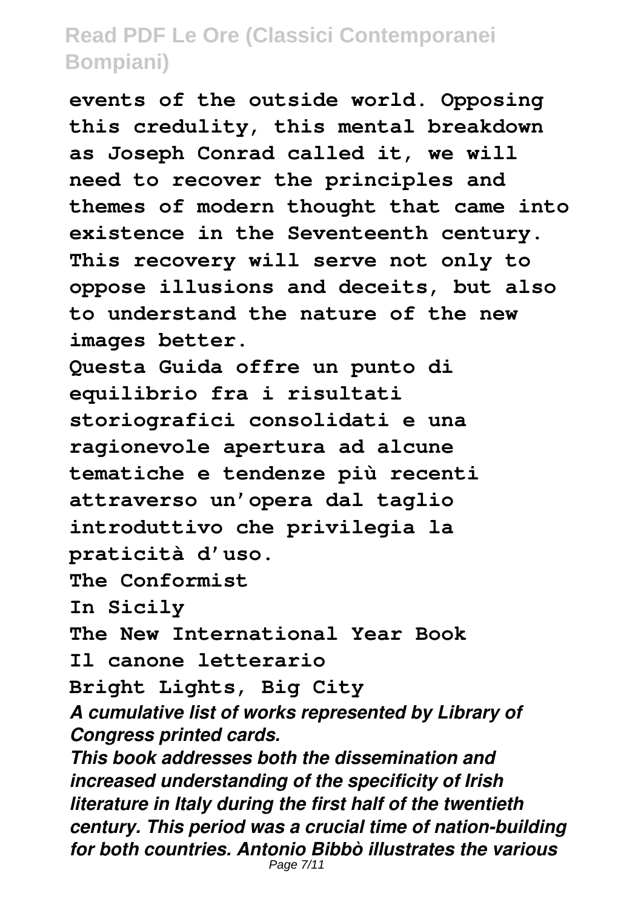**events of the outside world. Opposing this credulity, this mental breakdown as Joseph Conrad called it, we will need to recover the principles and themes of modern thought that came into existence in the Seventeenth century. This recovery will serve not only to oppose illusions and deceits, but also to understand the nature of the new images better.**

**Questa Guida offre un punto di equilibrio fra i risultati storiografici consolidati e una ragionevole apertura ad alcune tematiche e tendenze più recenti attraverso un'opera dal taglio introduttivo che privilegia la praticità d'uso.**

**The Conformist**

**In Sicily**

**The New International Year Book**

**Il canone letterario**

**Bright Lights, Big City**

***A cumulative list of works represented by Library of Congress printed cards.***

***This book addresses both the dissemination and increased understanding of the specificity of Irish literature in Italy during the first half of the twentieth century. This period was a crucial time of nation-building for both countries. Antonio Bibbò illustrates the various***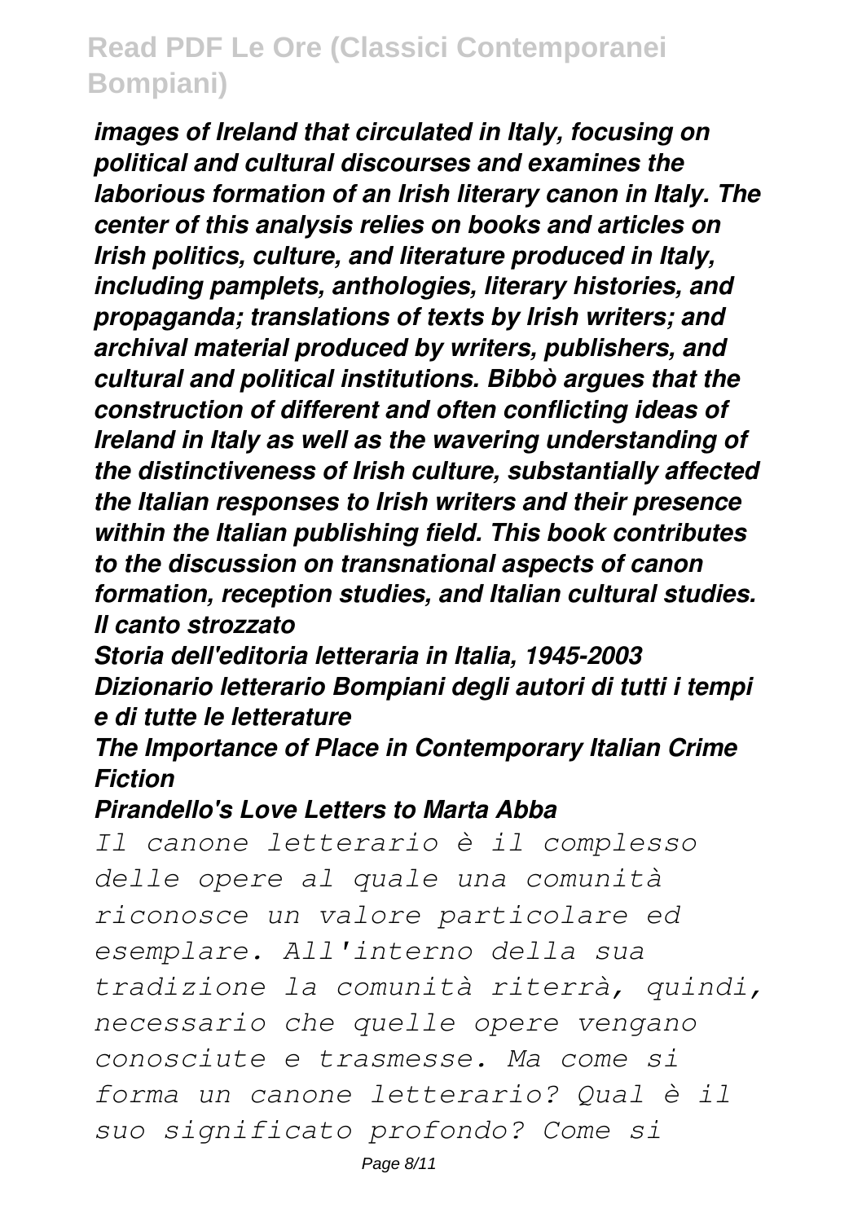*images of Ireland that circulated in Italy, focusing on political and cultural discourses and examines the laborious formation of an Irish literary canon in Italy. The center of this analysis relies on books and articles on Irish politics, culture, and literature produced in Italy, including pamplets, anthologies, literary histories, and propaganda; translations of texts by Irish writers; and archival material produced by writers, publishers, and cultural and political institutions. Bibbò argues that the construction of different and often conflicting ideas of Ireland in Italy as well as the wavering understanding of the distinctiveness of Irish culture, substantially affected the Italian responses to Irish writers and their presence within the Italian publishing field. This book contributes to the discussion on transnational aspects of canon formation, reception studies, and Italian cultural studies.*

***Il canto strozzato***

***Storia dell'editoria letteraria in Italia, 1945-2003***

***Dizionario letterario Bompiani degli autori di tutti i tempi e di tutte le letterature***

***The Importance of Place in Contemporary Italian Crime Fiction***

***Pirandello's Love Letters to Marta Abba***

*Il canone letterario è il complesso delle opere al quale una comunità riconosce un valore particolare ed esemplare. All'interno della sua tradizione la comunità riterrà, quindi, necessario che quelle opere vengano conosciute e trasmesse. Ma come si forma un canone letterario? Qual è il suo significato profondo? Come si*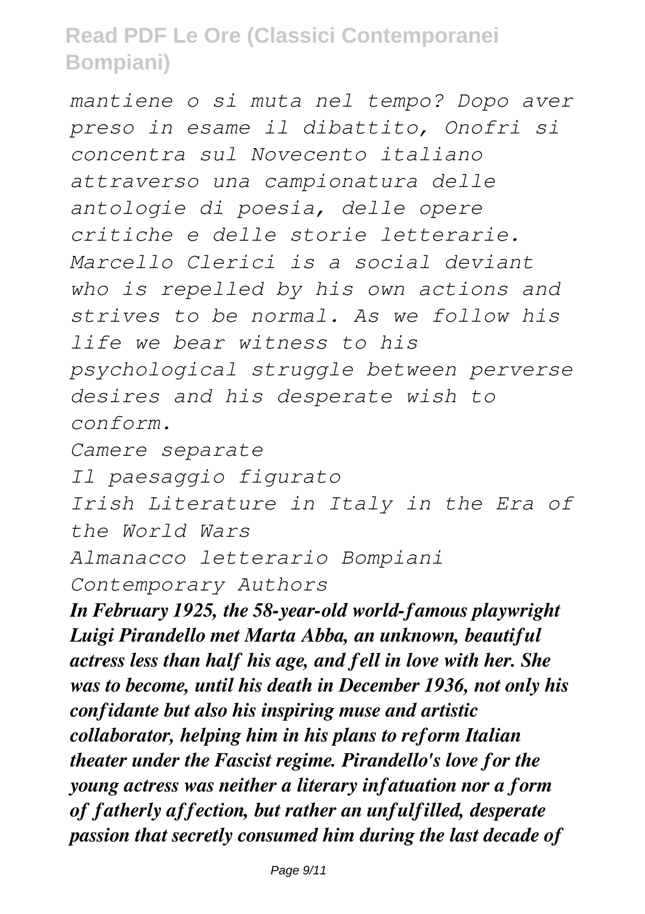*mantiene o si muta nel tempo? Dopo aver preso in esame il dibattito, Onofri si concentra sul Novecento italiano attraverso una campionatura delle antologie di poesia, delle opere critiche e delle storie letterarie. Marcello Clerici is a social deviant who is repelled by his own actions and strives to be normal. As we follow his life we bear witness to his psychological struggle between perverse desires and his desperate wish to conform.*

*Camere separate*

*Il paesaggio figurato*

*Irish Literature in Italy in the Era of the World Wars*

*Almanacco letterario Bompiani*

*Contemporary Authors*

***In February 1925, the 58-year-old world-famous playwright Luigi Pirandello met Marta Abba, an unknown, beautiful actress less than half his age, and fell in love with her. She was to become, until his death in December 1936, not only his confidante but also his inspiring muse and artistic collaborator, helping him in his plans to reform Italian theater under the Fascist regime. Pirandello's love for the young actress was neither a literary infatuation nor a form of fatherly affection, but rather an unfulfilled, desperate passion that secretly consumed him during the last decade of***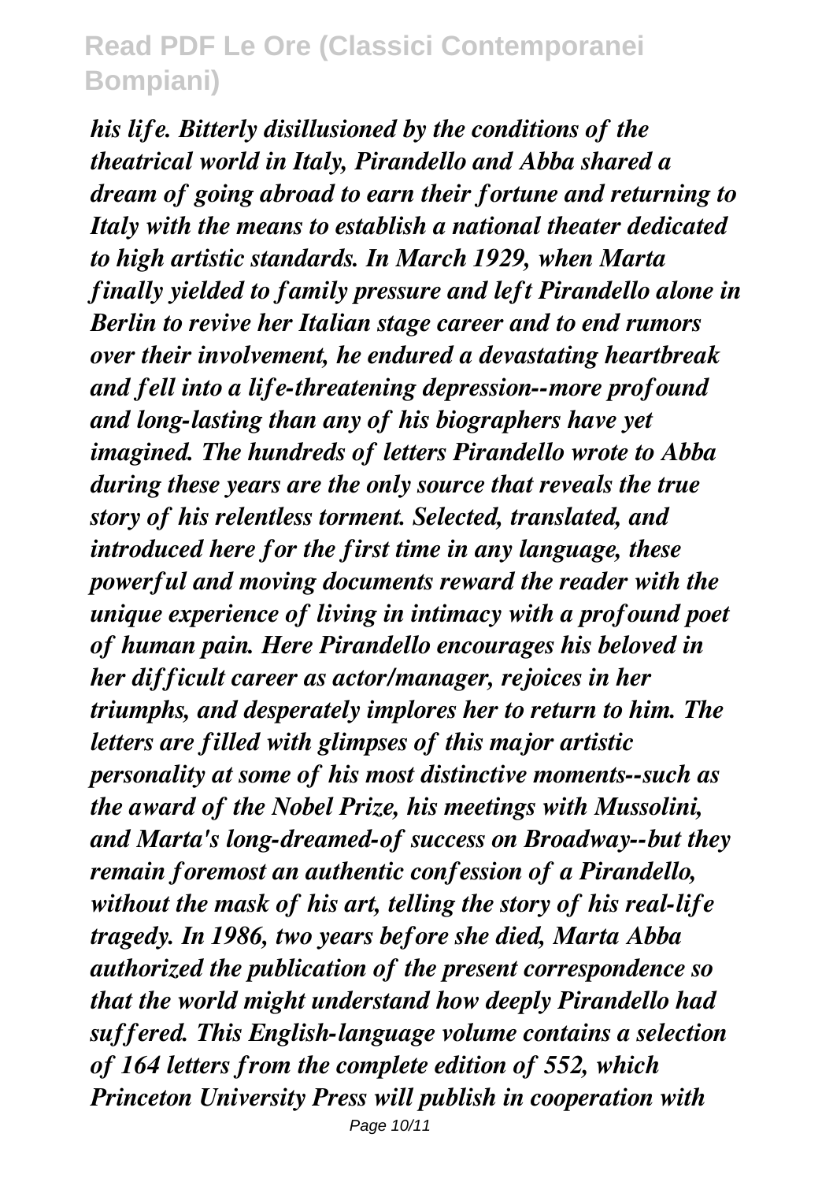*his life. Bitterly disillusioned by the conditions of the theatrical world in Italy, Pirandello and Abba shared a dream of going abroad to earn their fortune and returning to Italy with the means to establish a national theater dedicated to high artistic standards. In March 1929, when Marta finally yielded to family pressure and left Pirandello alone in Berlin to revive her Italian stage career and to end rumors over their involvement, he endured a devastating heartbreak and fell into a life-threatening depression--more profound and long-lasting than any of his biographers have yet imagined. The hundreds of letters Pirandello wrote to Abba during these years are the only source that reveals the true story of his relentless torment. Selected, translated, and introduced here for the first time in any language, these powerful and moving documents reward the reader with the unique experience of living in intimacy with a profound poet of human pain. Here Pirandello encourages his beloved in her difficult career as actor/manager, rejoices in her triumphs, and desperately implores her to return to him. The letters are filled with glimpses of this major artistic personality at some of his most distinctive moments--such as the award of the Nobel Prize, his meetings with Mussolini, and Marta's long-dreamed-of success on Broadway--but they remain foremost an authentic confession of a Pirandello, without the mask of his art, telling the story of his real-life tragedy. In 1986, two years before she died, Marta Abba authorized the publication of the present correspondence so that the world might understand how deeply Pirandello had suffered. This English-language volume contains a selection of 164 letters from the complete edition of 552, which Princeton University Press will publish in cooperation with*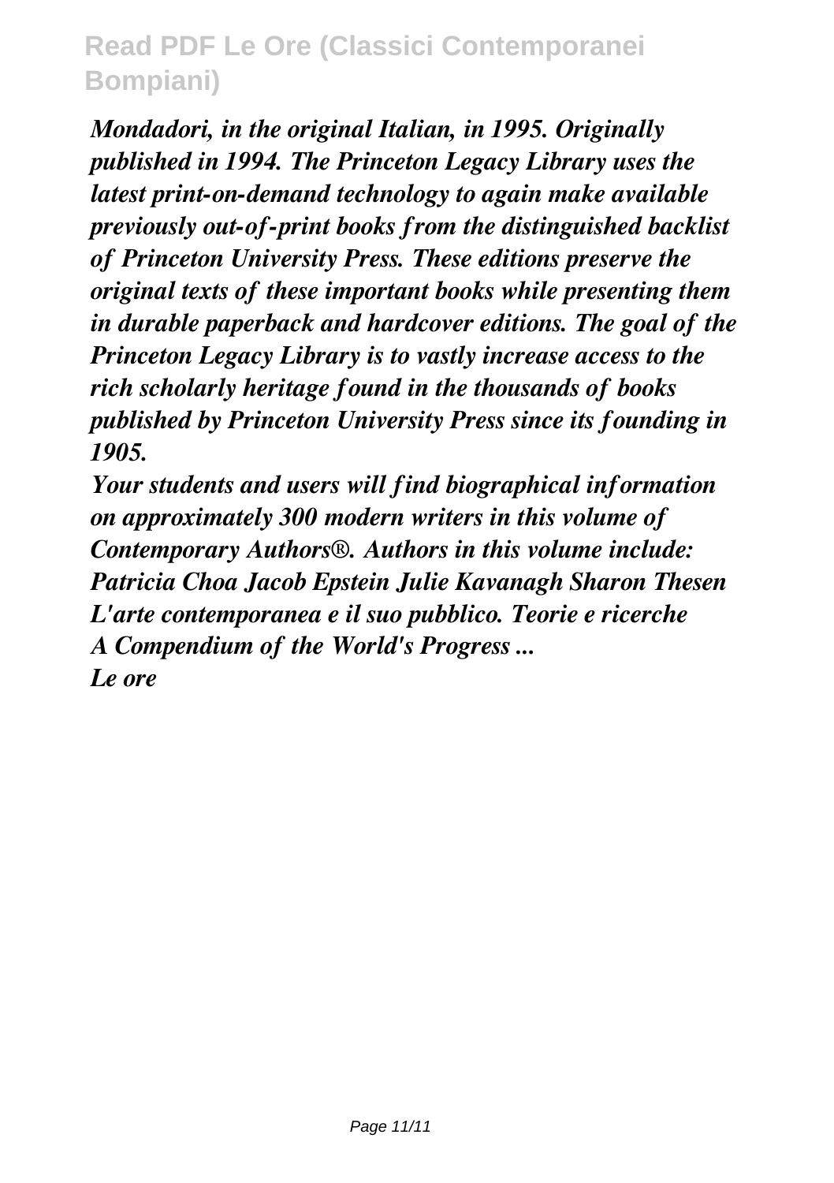*Mondadori, in the original Italian, in 1995. Originally published in 1994. The Princeton Legacy Library uses the latest print-on-demand technology to again make available previously out-of-print books from the distinguished backlist of Princeton University Press. These editions preserve the original texts of these important books while presenting them in durable paperback and hardcover editions. The goal of the Princeton Legacy Library is to vastly increase access to the rich scholarly heritage found in the thousands of books published by Princeton University Press since its founding in 1905.*

*Your students and users will find biographical information on approximately 300 modern writers in this volume of Contemporary Authors®. Authors in this volume include: Patricia Choa Jacob Epstein Julie Kavanagh Sharon Thesen*

*L'arte contemporanea e il suo pubblico. Teorie e ricerche*

*A Compendium of the World's Progress ...*

*Le ore*